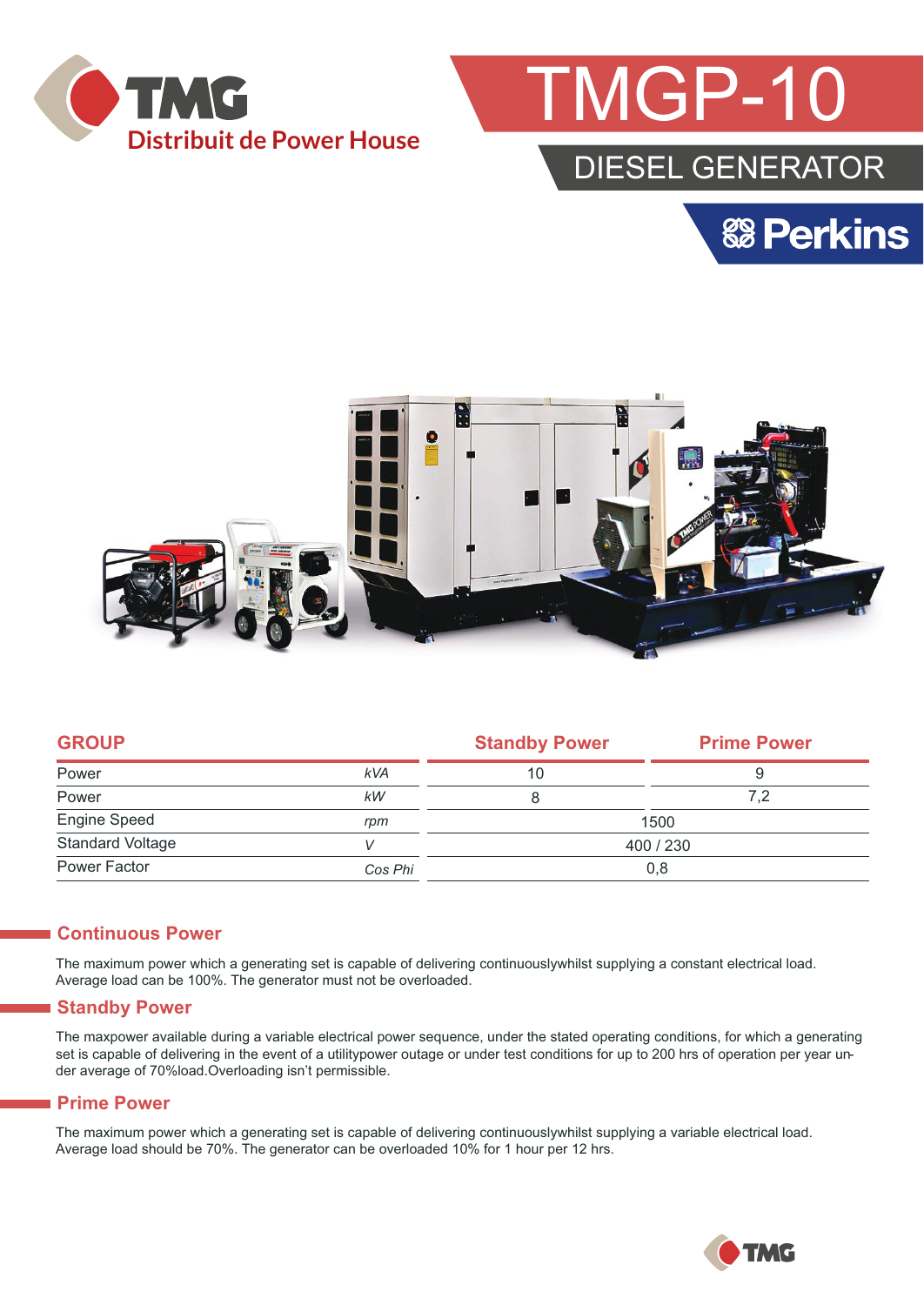TMG
Distribuit de Power House

# TMGP-10

## DIESEL GENERATOR

Perkins

| GROUP | | Standby Power | Prime Power |
|---|---|---|---|
| Power | *kVA* | 10 | 9 |
| Power | *kW* | 8 | 7,2 |
| Engine Speed | *rpm* | 1500 | |
| Standard Voltage | *V* | 400 / 230 | |
| Power Factor | *Cos Phi* | 0,8 | |

## Continuous Power

The maximum power which a generating set is capable of delivering continuouslywhilst supplying a constant electrical load. Average load can be 100%. The generator must not be overloaded.

## Standby Power

The maxpower available during a variable electrical power sequence, under the stated operating conditions, for which a generating set is capable of delivering in the event of a utilitypower outage or under test conditions for up to 200 hrs of operation per year under average of 70%load.Overloading isn't permissible.

## Prime Power

The maximum power which a generating set is capable of delivering continuouslywhilst supplying a variable electrical load. Average load should be 70%. The generator can be overloaded 10% for 1 hour per 12 hrs.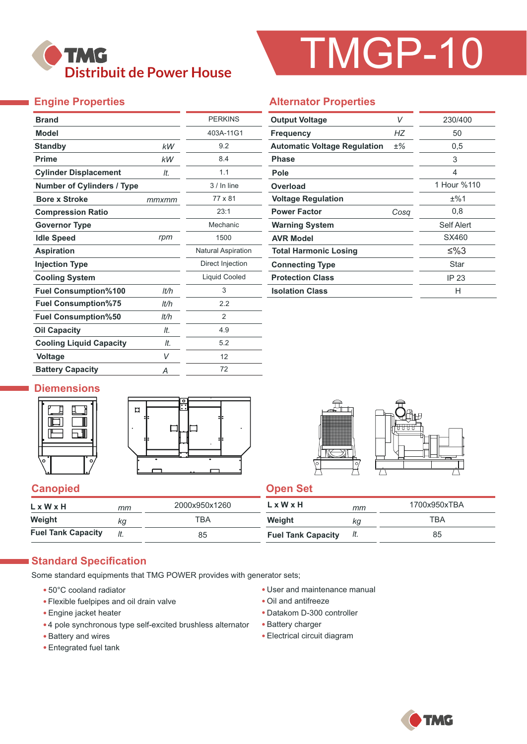# TMGP-10

TMG Distribuit de Power House

## Engine Properties

| Property | Unit | Value |
|---|---|---|
| Brand | | PERKINS |
| Model | | 403A-11G1 |
| Standby | kW | 9.2 |
| Prime | kW | 8.4 |
| Cylinder Displacement | lt. | 1.1 |
| Number of Cylinders / Type | | 3 / In line |
| Bore x Stroke | mmxmm | 77 x 81 |
| Compression Ratio | | 23:1 |
| Governor Type | | Mechanic |
| Idle Speed | rpm | 1500 |
| Aspiration | | Natural Aspiration |
| Injection Type | | Direct Injection |
| Cooling System | | Liquid Cooled |
| Fuel Consumption%100 | lt/h | 3 |
| Fuel Consumption%75 | lt/h | 2.2 |
| Fuel Consumption%50 | lt/h | 2 |
| Oil Capacity | lt. | 4.9 |
| Cooling Liquid Capacity | lt. | 5.2 |
| Voltage | V | 12 |
| Battery Capacity | A | 72 |

## Alternator Properties

| Property | Unit | Value |
|---|---|---|
| Output Voltage | V | 230/400 |
| Frequency | HZ | 50 |
| Automatic Voltage Regulation | ±% | 0,5 |
| Phase | | 3 |
| Pole | | 4 |
| Overload | | 1 Hour %110 |
| Voltage Regulation | | ±%1 |
| Power Factor | Cosq | 0,8 |
| Warning System | | Self Alert |
| AVR Model | | SX460 |
| Total Harmonic Losing | | ≤%3 |
| Connecting Type | | Star |
| Protection Class | | IP 23 |
| Isolation Class | | H |

## Diemensions

### Canopied

| | Unit | Value |
|---|---|---|
| L x W x H | mm | 2000x950x1260 |
| Weight | kg | TBA |
| Fuel Tank Capacity | lt. | 85 |

### Open Set

| | Unit | Value |
|---|---|---|
| L x W x H | mm | 1700x950xTBA |
| Weight | kg | TBA |
| Fuel Tank Capacity | lt. | 85 |

## Standard Specification

Some standard equipments that TMG POWER provides with generator sets;

- 50°C cooland radiator
- Flexible fuelpipes and oil drain valve
- Engine jacket heater
- 4 pole synchronous type self-excited brushless alternator
- Battery and wires
- Entegrated fuel tank
- User and maintenance manual
- Oil and antifreeze
- Datakom D-300 controller
- Battery charger
- Electrical circuit diagram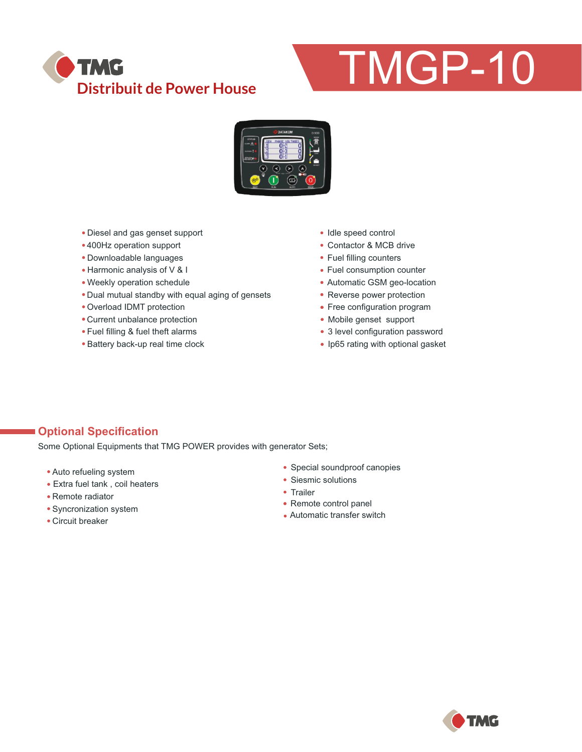# TMGP-10

- Diesel and gas genset support
- 400Hz operation support
- Downloadable languages
- Harmonic analysis of V & I
- Weekly operation schedule
- Dual mutual standby with equal aging of gensets
- Overload IDMT protection
- Current unbalance protection
- Fuel filling & fuel theft alarms
- Battery back-up real time clock
- Idle speed control
- Contactor & MCB drive
- Fuel filling counters
- Fuel consumption counter
- Automatic GSM geo-location
- Reverse power protection
- Free configuration program
- Mobile genset support
- 3 level configuration password
- Ip65 rating with optional gasket

## Optional Specification

Some Optional Equipments that TMG POWER provides with generator Sets;

- Auto refueling system
- Extra fuel tank , coil heaters
- Remote radiator
- Syncronization system
- Circuit breaker
- Special soundproof canopies
- Siesmic solutions
- Trailer
- Remote control panel
- Automatic transfer switch